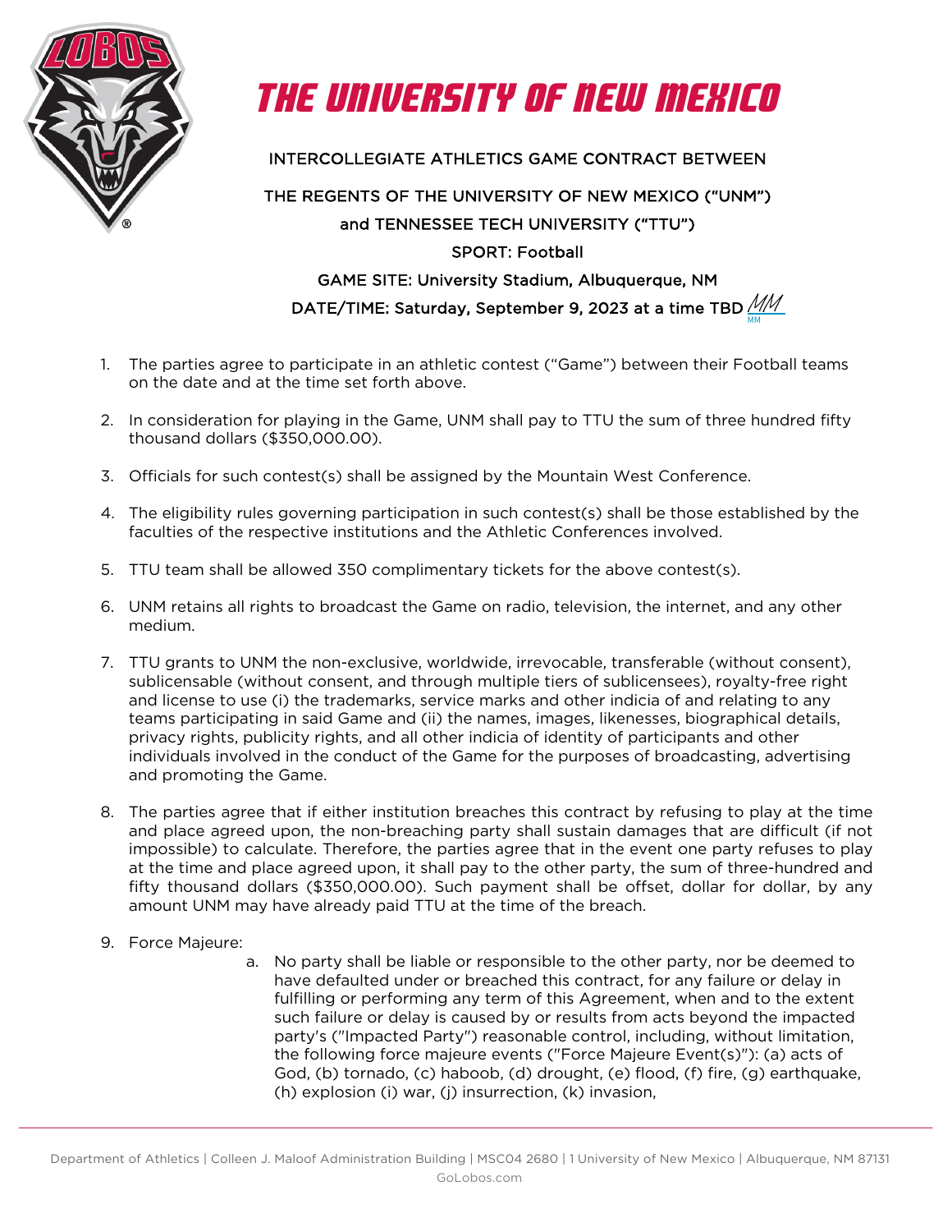# THE UNIVERSITY OF NEW MEXICO

INTERCOLLEGIATE ATHLETICS GAME CONTRACT BETWEEN

THE REGENTS OF THE UNIVERSITY OF NEW MEXICO ("UNM")

and TENNESSEE TECH UNIVERSITY ("TTU")

SPORT: Football

GAME SITE: University Stadium, Albuquerque, NM

DATE/TIME: Saturday, September 9, 2023 at a time TBD MM

1. The parties agree to participate in an athletic contest ("Game") between their Football teams on the date and at the time set forth above.

2. In consideration for playing in the Game, UNM shall pay to TTU the sum of three hundred fifty thousand dollars ($350,000.00).

3. Officials for such contest(s) shall be assigned by the Mountain West Conference.

4. The eligibility rules governing participation in such contest(s) shall be those established by the faculties of the respective institutions and the Athletic Conferences involved.

5. TTU team shall be allowed 350 complimentary tickets for the above contest(s).

6. UNM retains all rights to broadcast the Game on radio, television, the internet, and any other medium.

7. TTU grants to UNM the non-exclusive, worldwide, irrevocable, transferable (without consent), sublicensable (without consent, and through multiple tiers of sublicensees), royalty-free right and license to use (i) the trademarks, service marks and other indicia of and relating to any teams participating in said Game and (ii) the names, images, likenesses, biographical details, privacy rights, publicity rights, and all other indicia of identity of participants and other individuals involved in the conduct of the Game for the purposes of broadcasting, advertising and promoting the Game.

8. The parties agree that if either institution breaches this contract by refusing to play at the time and place agreed upon, the non-breaching party shall sustain damages that are difficult (if not impossible) to calculate. Therefore, the parties agree that in the event one party refuses to play at the time and place agreed upon, it shall pay to the other party, the sum of three-hundred and fifty thousand dollars ($350,000.00). Such payment shall be offset, dollar for dollar, by any amount UNM may have already paid TTU at the time of the breach.

9. Force Majeure:
   a. No party shall be liable or responsible to the other party, nor be deemed to have defaulted under or breached this contract, for any failure or delay in fulfilling or performing any term of this Agreement, when and to the extent such failure or delay is caused by or results from acts beyond the impacted party's ("Impacted Party") reasonable control, including, without limitation, the following force majeure events ("Force Majeure Event(s)"): (a) acts of God, (b) tornado, (c) haboob, (d) drought, (e) flood, (f) fire, (g) earthquake, (h) explosion (i) war, (j) insurrection, (k) invasion,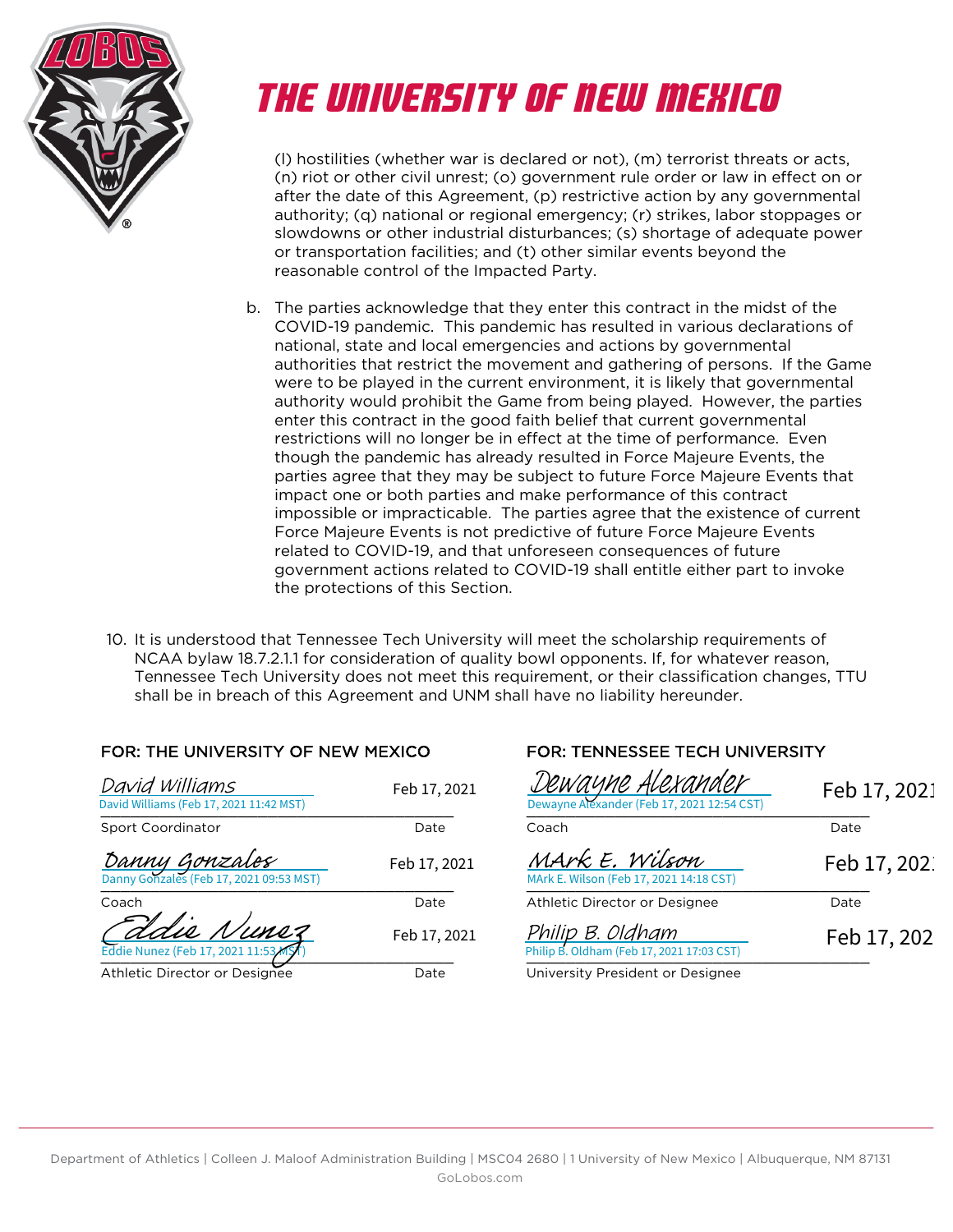# THE UNIVERSITY OF NEW MEXICO

(l) hostilities (whether war is declared or not), (m) terrorist threats or acts, (n) riot or other civil unrest; (o) government rule order or law in effect on or after the date of this Agreement, (p) restrictive action by any governmental authority; (q) national or regional emergency; (r) strikes, labor stoppages or slowdowns or other industrial disturbances; (s) shortage of adequate power or transportation facilities; and (t) other similar events beyond the reasonable control of the Impacted Party.

b. The parties acknowledge that they enter this contract in the midst of the COVID-19 pandemic. This pandemic has resulted in various declarations of national, state and local emergencies and actions by governmental authorities that restrict the movement and gathering of persons. If the Game were to be played in the current environment, it is likely that governmental authority would prohibit the Game from being played. However, the parties enter this contract in the good faith belief that current governmental restrictions will no longer be in effect at the time of performance. Even though the pandemic has already resulted in Force Majeure Events, the parties agree that they may be subject to future Force Majeure Events that impact one or both parties and make performance of this contract impossible or impracticable. The parties agree that the existence of current Force Majeure Events is not predictive of future Force Majeure Events related to COVID-19, and that unforeseen consequences of future government actions related to COVID-19 shall entitle either part to invoke the protections of this Section.

10. It is understood that Tennessee Tech University will meet the scholarship requirements of NCAA bylaw 18.7.2.1.1 for consideration of quality bowl opponents. If, for whatever reason, Tennessee Tech University does not meet this requirement, or their classification changes, TTU shall be in breach of this Agreement and UNM shall have no liability hereunder.

**FOR: THE UNIVERSITY OF NEW MEXICO**

David Williams
David Williams (Feb 17, 2021 11:42 MST) — Feb 17, 2021
Sport Coordinator — Date

Danny Gonzales
Danny Gonzales (Feb 17, 2021 09:53 MST) — Feb 17, 2021
Coach — Date

Eddie Nunez
Eddie Nunez (Feb 17, 2021 11:53 MST) — Feb 17, 2021
Athletic Director or Designee — Date

**FOR: TENNESSEE TECH UNIVERSITY**

Dewayne Alexander
Dewayne Alexander (Feb 17, 2021 12:54 CST) — Feb 17, 2021
Coach — Date

MArk E. Wilson
MArk E. Wilson (Feb 17, 2021 14:18 CST) — Feb 17, 2021
Athletic Director or Designee — Date

Philip B. Oldham
Philip B. Oldham (Feb 17, 2021 17:03 CST) — Feb 17, 2021
University President or Designee

Department of Athletics | Colleen J. Maloof Administration Building | MSC04 2680 | 1 University of New Mexico | Albuquerque, NM 87131
GoLobos.com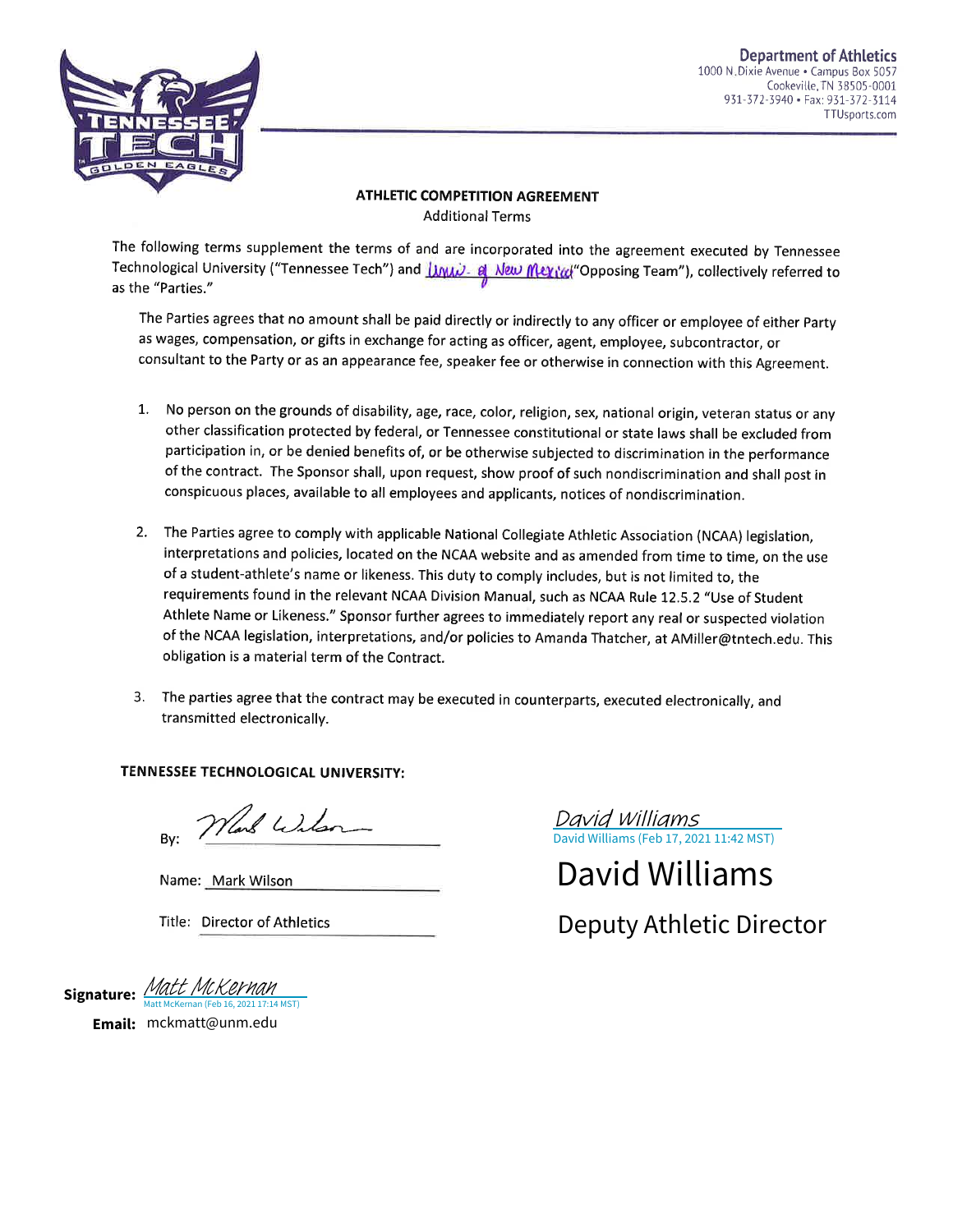**Department of Athletics**
1000 N. Dixie Avenue • Campus Box 5057
Cookeville, TN 38505-0001
931-372-3940 • Fax: 931-372-3114
TTUsports.com

## ATHLETIC COMPETITION AGREEMENT

Additional Terms

The following terms supplement the terms of and are incorporated into the agreement executed by Tennessee Technological University ("Tennessee Tech") and Univ. of New Mexico ("Opposing Team"), collectively referred to as the "Parties."

The Parties agrees that no amount shall be paid directly or indirectly to any officer or employee of either Party as wages, compensation, or gifts in exchange for acting as officer, agent, employee, subcontractor, or consultant to the Party or as an appearance fee, speaker fee or otherwise in connection with this Agreement.

1. No person on the grounds of disability, age, race, color, religion, sex, national origin, veteran status or any other classification protected by federal, or Tennessee constitutional or state laws shall be excluded from participation in, or be denied benefits of, or be otherwise subjected to discrimination in the performance of the contract. The Sponsor shall, upon request, show proof of such nondiscrimination and shall post in conspicuous places, available to all employees and applicants, notices of nondiscrimination.

2. The Parties agree to comply with applicable National Collegiate Athletic Association (NCAA) legislation, interpretations and policies, located on the NCAA website and as amended from time to time, on the use of a student-athlete's name or likeness. This duty to comply includes, but is not limited to, the requirements found in the relevant NCAA Division Manual, such as NCAA Rule 12.5.2 "Use of Student Athlete Name or Likeness." Sponsor further agrees to immediately report any real or suspected violation of the NCAA legislation, interpretations, and/or policies to Amanda Thatcher, at AMiller@tntech.edu. This obligation is a material term of the Contract.

3. The parties agree that the contract may be executed in counterparts, executed electronically, and transmitted electronically.

**TENNESSEE TECHNOLOGICAL UNIVERSITY:**

By: Mark Wilson

Name: Mark Wilson

Title: Director of Athletics

David Williams
David Williams (Feb 17, 2021 11:42 MST)

David Williams

Deputy Athletic Director

**Signature:** Matt McKernan
Matt McKernan (Feb 16, 2021 17:14 MST)

**Email:** mckmatt@unm.edu